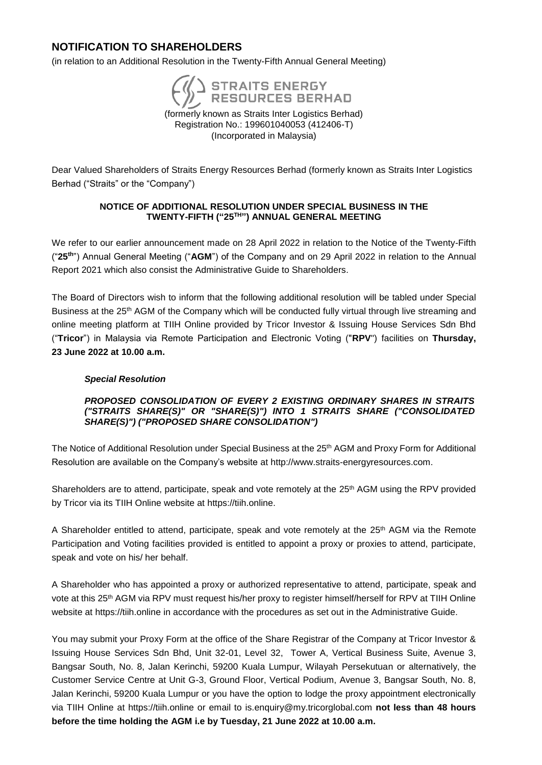# NOTIFICATION TO SHAREHOLDERS

(in relation to an Additional Resolution in the Twenty-Fifth Annual General Meeting)

STRAITS ENERGY RESOURCES BERHAD

(formerly known as Straits Inter Logistics Berhad)
Registration No.: 199601040053 (412406-T)
(Incorporated in Malaysia)

Dear Valued Shareholders of Straits Energy Resources Berhad (formerly known as Straits Inter Logistics Berhad ("Straits" or the "Company")

**NOTICE OF ADDITIONAL RESOLUTION UNDER SPECIAL BUSINESS IN THE TWENTY-FIFTH ("25TH") ANNUAL GENERAL MEETING**

We refer to our earlier announcement made on 28 April 2022 in relation to the Notice of the Twenty-Fifth ("**25th**") Annual General Meeting ("**AGM**") of the Company and on 29 April 2022 in relation to the Annual Report 2021 which also consist the Administrative Guide to Shareholders.

The Board of Directors wish to inform that the following additional resolution will be tabled under Special Business at the 25th AGM of the Company which will be conducted fully virtual through live streaming and online meeting platform at TIIH Online provided by Tricor Investor & Issuing House Services Sdn Bhd ("**Tricor**") in Malaysia via Remote Participation and Electronic Voting ("**RPV**") facilities on **Thursday, 23 June 2022 at 10.00 a.m.**

***Special Resolution***

***PROPOSED CONSOLIDATION OF EVERY 2 EXISTING ORDINARY SHARES IN STRAITS ("STRAITS SHARE(S)" OR "SHARE(S)") INTO 1 STRAITS SHARE ("CONSOLIDATED SHARE(S)") ("PROPOSED SHARE CONSOLIDATION")***

The Notice of Additional Resolution under Special Business at the 25th AGM and Proxy Form for Additional Resolution are available on the Company's website at http://www.straits-energyresources.com.

Shareholders are to attend, participate, speak and vote remotely at the 25th AGM using the RPV provided by Tricor via its TIIH Online website at https://tiih.online.

A Shareholder entitled to attend, participate, speak and vote remotely at the 25th AGM via the Remote Participation and Voting facilities provided is entitled to appoint a proxy or proxies to attend, participate, speak and vote on his/ her behalf.

A Shareholder who has appointed a proxy or authorized representative to attend, participate, speak and vote at this 25th AGM via RPV must request his/her proxy to register himself/herself for RPV at TIIH Online website at https://tiih.online in accordance with the procedures as set out in the Administrative Guide.

You may submit your Proxy Form at the office of the Share Registrar of the Company at Tricor Investor & Issuing House Services Sdn Bhd, Unit 32-01, Level 32, Tower A, Vertical Business Suite, Avenue 3, Bangsar South, No. 8, Jalan Kerinchi, 59200 Kuala Lumpur, Wilayah Persekutuan or alternatively, the Customer Service Centre at Unit G-3, Ground Floor, Vertical Podium, Avenue 3, Bangsar South, No. 8, Jalan Kerinchi, 59200 Kuala Lumpur or you have the option to lodge the proxy appointment electronically via TIIH Online at https://tiih.online or email to is.enquiry@my.tricorglobal.com **not less than 48 hours before the time holding the AGM i.e by Tuesday, 21 June 2022 at 10.00 a.m.**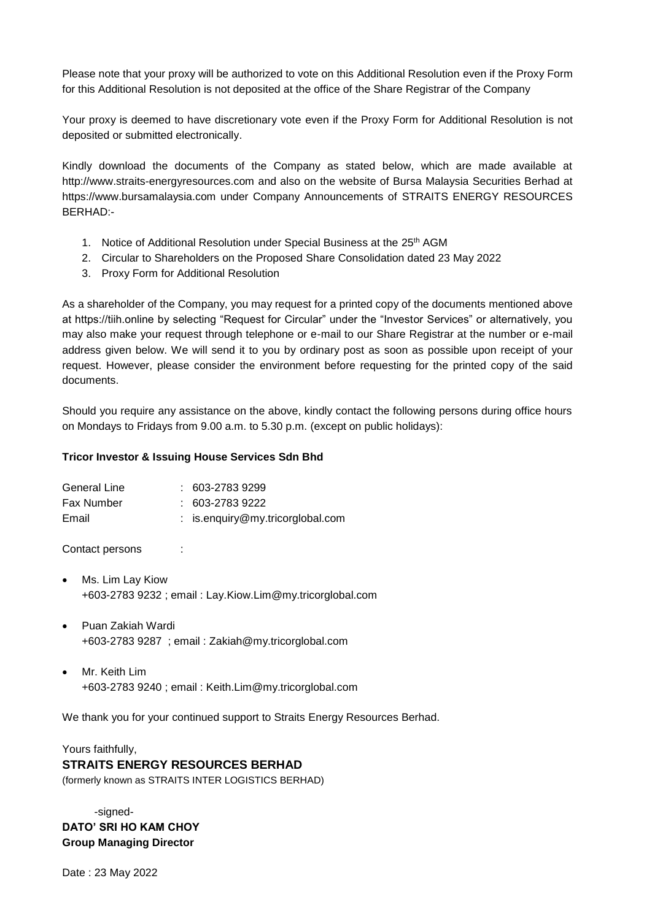Please note that your proxy will be authorized to vote on this Additional Resolution even if the Proxy Form for this Additional Resolution is not deposited at the office of the Share Registrar of the Company

Your proxy is deemed to have discretionary vote even if the Proxy Form for Additional Resolution is not deposited or submitted electronically.

Kindly download the documents of the Company as stated below, which are made available at http://www.straits-energyresources.com and also on the website of Bursa Malaysia Securities Berhad at https://www.bursamalaysia.com under Company Announcements of STRAITS ENERGY RESOURCES BERHAD:-

1. Notice of Additional Resolution under Special Business at the 25th AGM
2. Circular to Shareholders on the Proposed Share Consolidation dated 23 May 2022
3. Proxy Form for Additional Resolution

As a shareholder of the Company, you may request for a printed copy of the documents mentioned above at https://tiih.online by selecting "Request for Circular" under the "Investor Services" or alternatively, you may also make your request through telephone or e-mail to our Share Registrar at the number or e-mail address given below. We will send it to you by ordinary post as soon as possible upon receipt of your request. However, please consider the environment before requesting for the printed copy of the said documents.

Should you require any assistance on the above, kindly contact the following persons during office hours on Mondays to Fridays from 9.00 a.m. to 5.30 p.m. (except on public holidays):

**Tricor Investor & Issuing House Services Sdn Bhd**

| | |
|---|---|
| General Line | : 603-2783 9299 |
| Fax Number | : 603-2783 9222 |
| Email | : is.enquiry@my.tricorglobal.com |

Contact persons :

- Ms. Lim Lay Kiow
  +603-2783 9232 ; email : Lay.Kiow.Lim@my.tricorglobal.com
- Puan Zakiah Wardi
  +603-2783 9287 ; email : Zakiah@my.tricorglobal.com
- Mr. Keith Lim
  +603-2783 9240 ; email : Keith.Lim@my.tricorglobal.com

We thank you for your continued support to Straits Energy Resources Berhad.

Yours faithfully,
**STRAITS ENERGY RESOURCES BERHAD**
(formerly known as STRAITS INTER LOGISTICS BERHAD)

-signed-
**DATO' SRI HO KAM CHOY**
**Group Managing Director**

Date : 23 May 2022